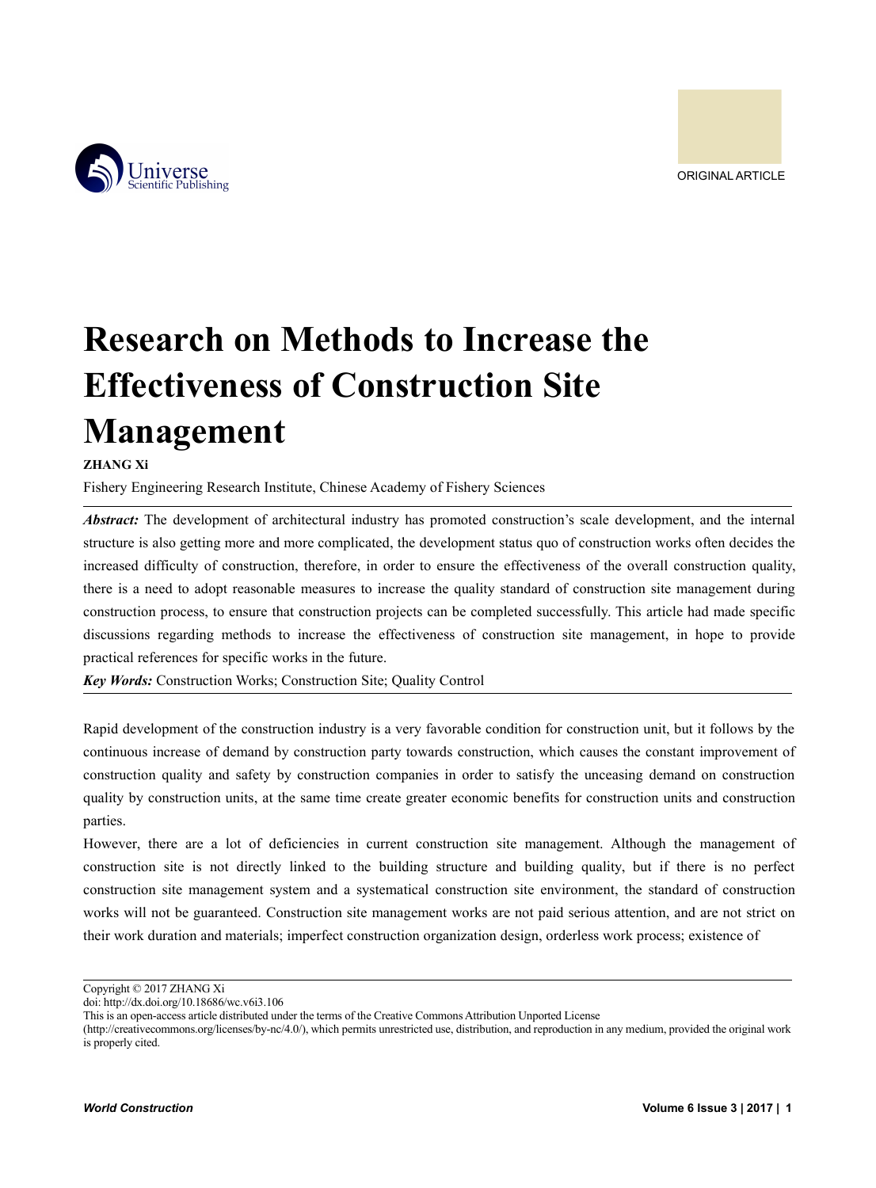ORIGINAL ARTICLE

# Research on Methods to Increase the Effectiveness of Construction Site Management

**ZHANG Xi**

Fishery Engineering Research Institute, Chinese Academy of Fishery Sciences

***Abstract:*** The development of architectural industry has promoted construction's scale development, and the internal structure is also getting more and more complicated, the development status quo of construction works often decides the increased difficulty of construction, therefore, in order to ensure the effectiveness of the overall construction quality, there is a need to adopt reasonable measures to increase the quality standard of construction site management during construction process, to ensure that construction projects can be completed successfully. This article had made specific discussions regarding methods to increase the effectiveness of construction site management, in hope to provide practical references for specific works in the future.

***Key Words:*** Construction Works; Construction Site; Quality Control

Rapid development of the construction industry is a very favorable condition for construction unit, but it follows by the continuous increase of demand by construction party towards construction, which causes the constant improvement of construction quality and safety by construction companies in order to satisfy the unceasing demand on construction quality by construction units, at the same time create greater economic benefits for construction units and construction parties.

However, there are a lot of deficiencies in current construction site management. Although the management of construction site is not directly linked to the building structure and building quality, but if there is no perfect construction site management system and a systematical construction site environment, the standard of construction works will not be guaranteed. Construction site management works are not paid serious attention, and are not strict on their work duration and materials; imperfect construction organization design, orderless work process; existence of

Copyright © 2017 ZHANG Xi

doi: http://dx.doi.org/10.18686/wc.v6i3.106

This is an open-access article distributed under the terms of the Creative Commons Attribution Unported License (http://creativecommons.org/licenses/by-nc/4.0/), which permits unrestricted use, distribution, and reproduction in any medium, provided the original work is properly cited.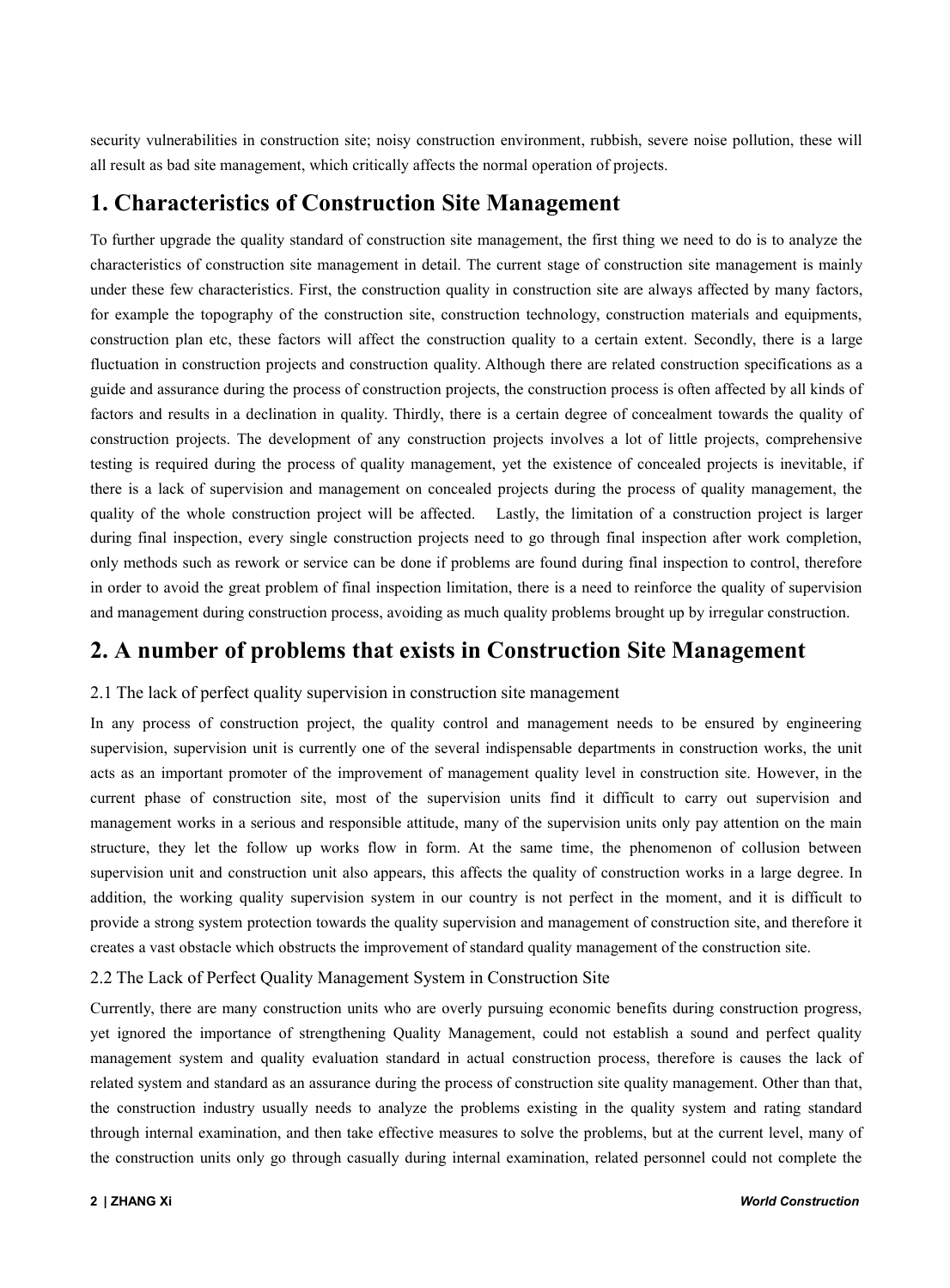security vulnerabilities in construction site; noisy construction environment, rubbish, severe noise pollution, these will all result as bad site management, which critically affects the normal operation of projects.

# 1. Characteristics of Construction Site Management

To further upgrade the quality standard of construction site management, the first thing we need to do is to analyze the characteristics of construction site management in detail. The current stage of construction site management is mainly under these few characteristics. First, the construction quality in construction site are always affected by many factors, for example the topography of the construction site, construction technology, construction materials and equipments, construction plan etc, these factors will affect the construction quality to a certain extent. Secondly, there is a large fluctuation in construction projects and construction quality. Although there are related construction specifications as a guide and assurance during the process of construction projects, the construction process is often affected by all kinds of factors and results in a declination in quality. Thirdly, there is a certain degree of concealment towards the quality of construction projects. The development of any construction projects involves a lot of little projects, comprehensive testing is required during the process of quality management, yet the existence of concealed projects is inevitable, if there is a lack of supervision and management on concealed projects during the process of quality management, the quality of the whole construction project will be affected. Lastly, the limitation of a construction project is larger during final inspection, every single construction projects need to go through final inspection after work completion, only methods such as rework or service can be done if problems are found during final inspection to control, therefore in order to avoid the great problem of final inspection limitation, there is a need to reinforce the quality of supervision and management during construction process, avoiding as much quality problems brought up by irregular construction.

# 2. A number of problems that exists in Construction Site Management

## 2.1 The lack of perfect quality supervision in construction site management

In any process of construction project, the quality control and management needs to be ensured by engineering supervision, supervision unit is currently one of the several indispensable departments in construction works, the unit acts as an important promoter of the improvement of management quality level in construction site. However, in the current phase of construction site, most of the supervision units find it difficult to carry out supervision and management works in a serious and responsible attitude, many of the supervision units only pay attention on the main structure, they let the follow up works flow in form. At the same time, the phenomenon of collusion between supervision unit and construction unit also appears, this affects the quality of construction works in a large degree. In addition, the working quality supervision system in our country is not perfect in the moment, and it is difficult to provide a strong system protection towards the quality supervision and management of construction site, and therefore it creates a vast obstacle which obstructs the improvement of standard quality management of the construction site.

## 2.2 The Lack of Perfect Quality Management System in Construction Site

Currently, there are many construction units who are overly pursuing economic benefits during construction progress, yet ignored the importance of strengthening Quality Management, could not establish a sound and perfect quality management system and quality evaluation standard in actual construction process, therefore is causes the lack of related system and standard as an assurance during the process of construction site quality management. Other than that, the construction industry usually needs to analyze the problems existing in the quality system and rating standard through internal examination, and then take effective measures to solve the problems, but at the current level, many of the construction units only go through casually during internal examination, related personnel could not complete the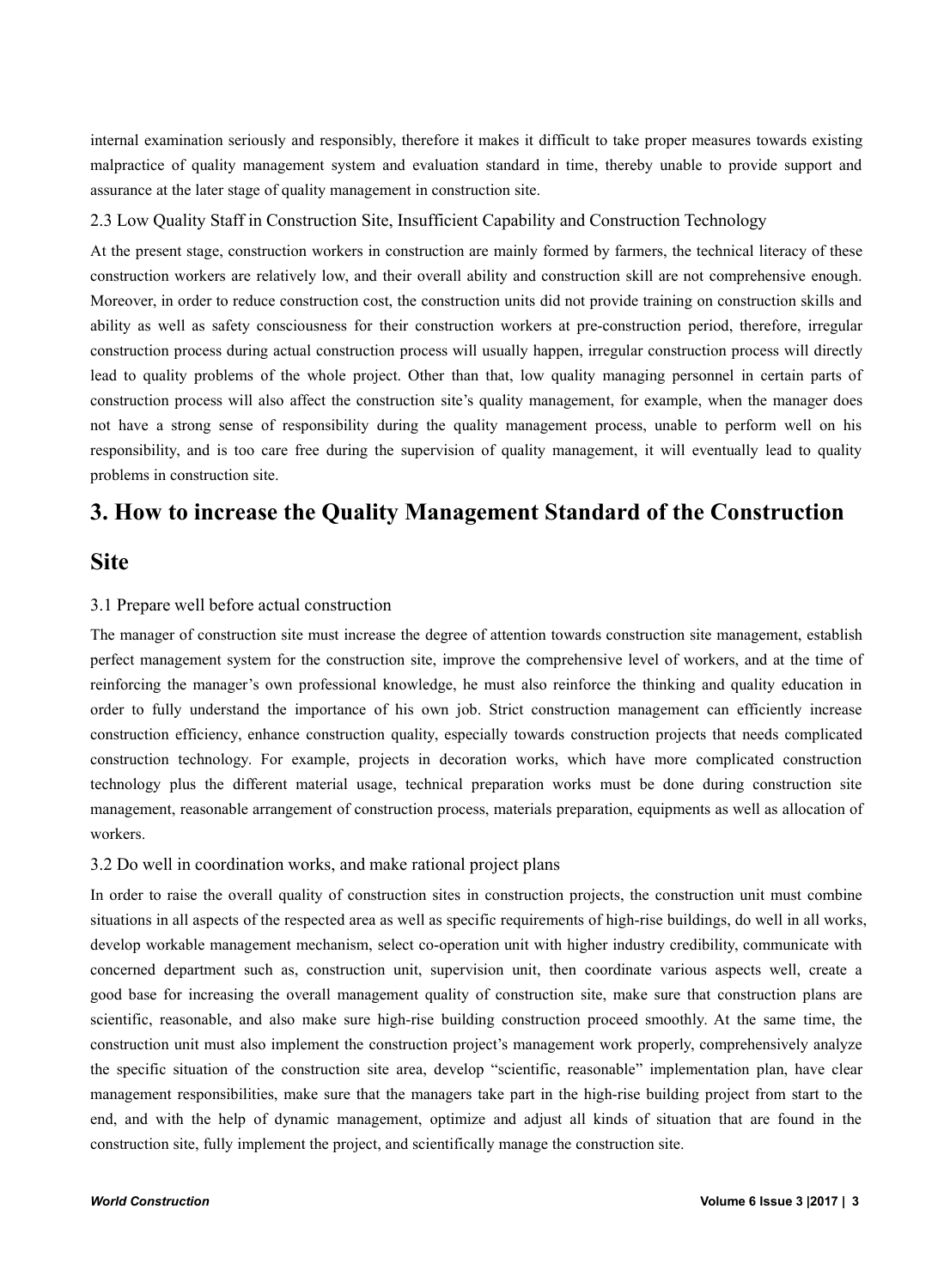internal examination seriously and responsibly, therefore it makes it difficult to take proper measures towards existing malpractice of quality management system and evaluation standard in time, thereby unable to provide support and assurance at the later stage of quality management in construction site.

### 2.3 Low Quality Staff in Construction Site, Insufficient Capability and Construction Technology

At the present stage, construction workers in construction are mainly formed by farmers, the technical literacy of these construction workers are relatively low, and their overall ability and construction skill are not comprehensive enough. Moreover, in order to reduce construction cost, the construction units did not provide training on construction skills and ability as well as safety consciousness for their construction workers at pre-construction period, therefore, irregular construction process during actual construction process will usually happen, irregular construction process will directly lead to quality problems of the whole project. Other than that, low quality managing personnel in certain parts of construction process will also affect the construction site's quality management, for example, when the manager does not have a strong sense of responsibility during the quality management process, unable to perform well on his responsibility, and is too care free during the supervision of quality management, it will eventually lead to quality problems in construction site.

## 3. How to increase the Quality Management Standard of the Construction Site

### 3.1 Prepare well before actual construction

The manager of construction site must increase the degree of attention towards construction site management, establish perfect management system for the construction site, improve the comprehensive level of workers, and at the time of reinforcing the manager's own professional knowledge, he must also reinforce the thinking and quality education in order to fully understand the importance of his own job. Strict construction management can efficiently increase construction efficiency, enhance construction quality, especially towards construction projects that needs complicated construction technology. For example, projects in decoration works, which have more complicated construction technology plus the different material usage, technical preparation works must be done during construction site management, reasonable arrangement of construction process, materials preparation, equipments as well as allocation of workers.

### 3.2 Do well in coordination works, and make rational project plans

In order to raise the overall quality of construction sites in construction projects, the construction unit must combine situations in all aspects of the respected area as well as specific requirements of high-rise buildings, do well in all works, develop workable management mechanism, select co-operation unit with higher industry credibility, communicate with concerned department such as, construction unit, supervision unit, then coordinate various aspects well, create a good base for increasing the overall management quality of construction site, make sure that construction plans are scientific, reasonable, and also make sure high-rise building construction proceed smoothly. At the same time, the construction unit must also implement the construction project's management work properly, comprehensively analyze the specific situation of the construction site area, develop "scientific, reasonable" implementation plan, have clear management responsibilities, make sure that the managers take part in the high-rise building project from start to the end, and with the help of dynamic management, optimize and adjust all kinds of situation that are found in the construction site, fully implement the project, and scientifically manage the construction site.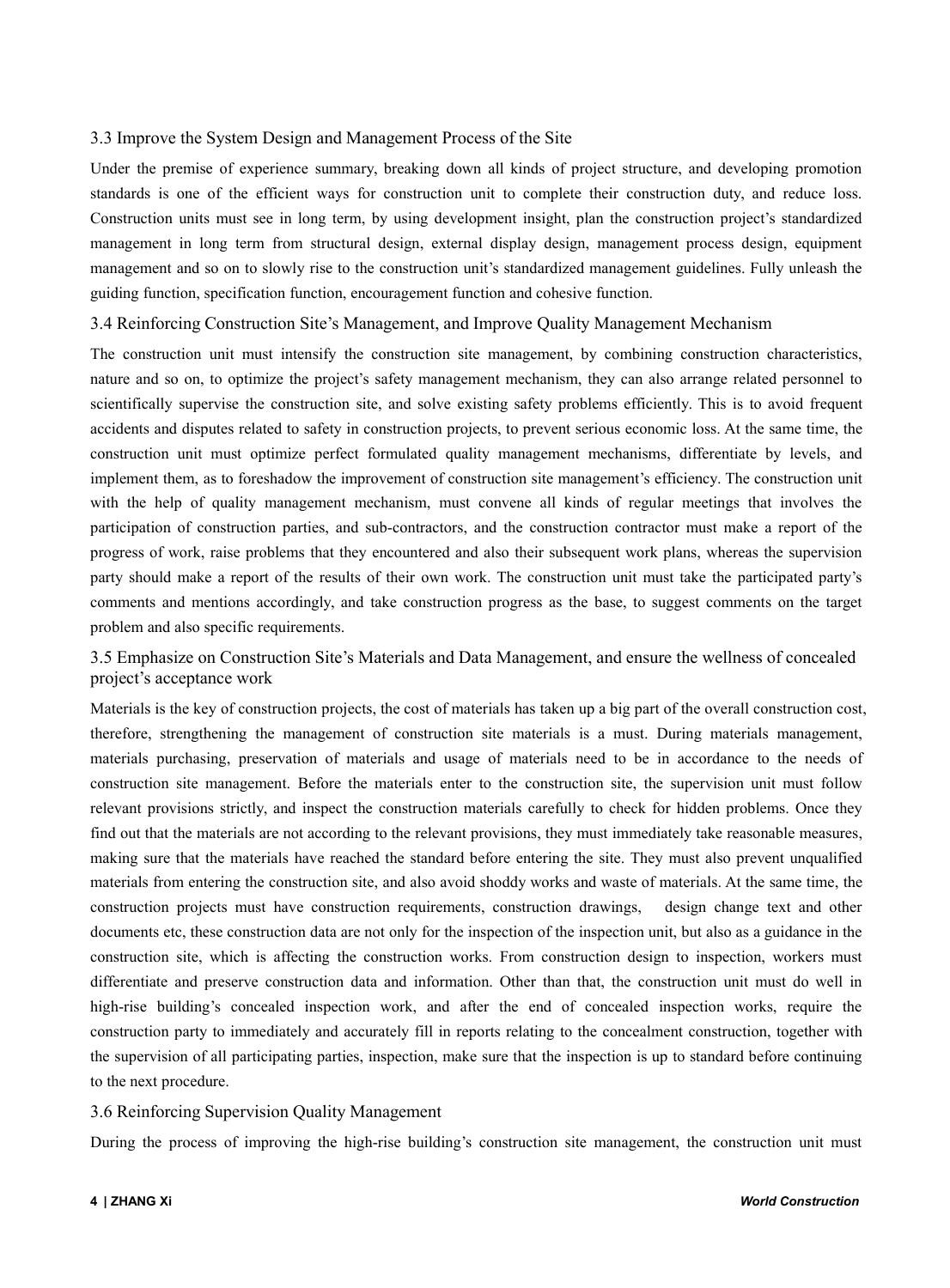### 3.3 Improve the System Design and Management Process of the Site

Under the premise of experience summary, breaking down all kinds of project structure, and developing promotion standards is one of the efficient ways for construction unit to complete their construction duty, and reduce loss. Construction units must see in long term, by using development insight, plan the construction project's standardized management in long term from structural design, external display design, management process design, equipment management and so on to slowly rise to the construction unit's standardized management guidelines. Fully unleash the guiding function, specification function, encouragement function and cohesive function.

### 3.4 Reinforcing Construction Site's Management, and Improve Quality Management Mechanism

The construction unit must intensify the construction site management, by combining construction characteristics, nature and so on, to optimize the project's safety management mechanism, they can also arrange related personnel to scientifically supervise the construction site, and solve existing safety problems efficiently. This is to avoid frequent accidents and disputes related to safety in construction projects, to prevent serious economic loss. At the same time, the construction unit must optimize perfect formulated quality management mechanisms, differentiate by levels, and implement them, as to foreshadow the improvement of construction site management's efficiency. The construction unit with the help of quality management mechanism, must convene all kinds of regular meetings that involves the participation of construction parties, and sub-contractors, and the construction contractor must make a report of the progress of work, raise problems that they encountered and also their subsequent work plans, whereas the supervision party should make a report of the results of their own work. The construction unit must take the participated party's comments and mentions accordingly, and take construction progress as the base, to suggest comments on the target problem and also specific requirements.

### 3.5 Emphasize on Construction Site's Materials and Data Management, and ensure the wellness of concealed project's acceptance work

Materials is the key of construction projects, the cost of materials has taken up a big part of the overall construction cost, therefore, strengthening the management of construction site materials is a must. During materials management, materials purchasing, preservation of materials and usage of materials need to be in accordance to the needs of construction site management. Before the materials enter to the construction site, the supervision unit must follow relevant provisions strictly, and inspect the construction materials carefully to check for hidden problems. Once they find out that the materials are not according to the relevant provisions, they must immediately take reasonable measures, making sure that the materials have reached the standard before entering the site. They must also prevent unqualified materials from entering the construction site, and also avoid shoddy works and waste of materials. At the same time, the construction projects must have construction requirements, construction drawings, design change text and other documents etc, these construction data are not only for the inspection of the inspection unit, but also as a guidance in the construction site, which is affecting the construction works. From construction design to inspection, workers must differentiate and preserve construction data and information. Other than that, the construction unit must do well in high-rise building's concealed inspection work, and after the end of concealed inspection works, require the construction party to immediately and accurately fill in reports relating to the concealment construction, together with the supervision of all participating parties, inspection, make sure that the inspection is up to standard before continuing to the next procedure.

### 3.6 Reinforcing Supervision Quality Management

During the process of improving the high-rise building's construction site management, the construction unit must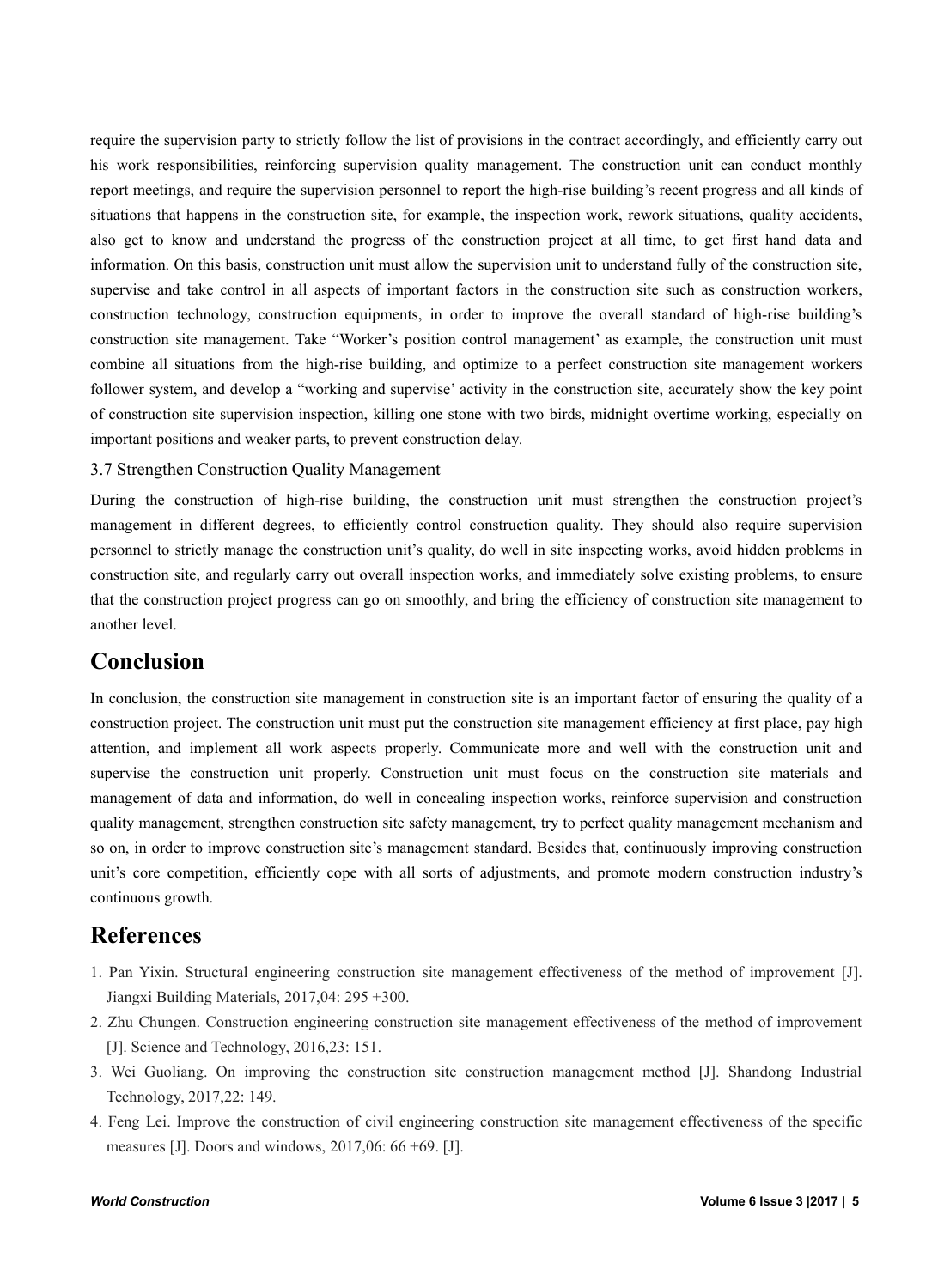require the supervision party to strictly follow the list of provisions in the contract accordingly, and efficiently carry out his work responsibilities, reinforcing supervision quality management. The construction unit can conduct monthly report meetings, and require the supervision personnel to report the high-rise building's recent progress and all kinds of situations that happens in the construction site, for example, the inspection work, rework situations, quality accidents, also get to know and understand the progress of the construction project at all time, to get first hand data and information. On this basis, construction unit must allow the supervision unit to understand fully of the construction site, supervise and take control in all aspects of important factors in the construction site such as construction workers, construction technology, construction equipments, in order to improve the overall standard of high-rise building's construction site management. Take "Worker's position control management' as example, the construction unit must combine all situations from the high-rise building, and optimize to a perfect construction site management workers follower system, and develop a "working and supervise' activity in the construction site, accurately show the key point of construction site supervision inspection, killing one stone with two birds, midnight overtime working, especially on important positions and weaker parts, to prevent construction delay.

### 3.7 Strengthen Construction Quality Management

During the construction of high-rise building, the construction unit must strengthen the construction project's management in different degrees, to efficiently control construction quality. They should also require supervision personnel to strictly manage the construction unit's quality, do well in site inspecting works, avoid hidden problems in construction site, and regularly carry out overall inspection works, and immediately solve existing problems, to ensure that the construction project progress can go on smoothly, and bring the efficiency of construction site management to another level.

## Conclusion

In conclusion, the construction site management in construction site is an important factor of ensuring the quality of a construction project. The construction unit must put the construction site management efficiency at first place, pay high attention, and implement all work aspects properly. Communicate more and well with the construction unit and supervise the construction unit properly. Construction unit must focus on the construction site materials and management of data and information, do well in concealing inspection works, reinforce supervision and construction quality management, strengthen construction site safety management, try to perfect quality management mechanism and so on, in order to improve construction site's management standard. Besides that, continuously improving construction unit's core competition, efficiently cope with all sorts of adjustments, and promote modern construction industry's continuous growth.

## References

1. Pan Yixin. Structural engineering construction site management effectiveness of the method of improvement [J]. Jiangxi Building Materials, 2017,04: 295 +300.
2. Zhu Chungen. Construction engineering construction site management effectiveness of the method of improvement [J]. Science and Technology, 2016,23: 151.
3. Wei Guoliang. On improving the construction site construction management method [J]. Shandong Industrial Technology, 2017,22: 149.
4. Feng Lei. Improve the construction of civil engineering construction site management effectiveness of the specific measures [J]. Doors and windows, 2017,06: 66 +69. [J].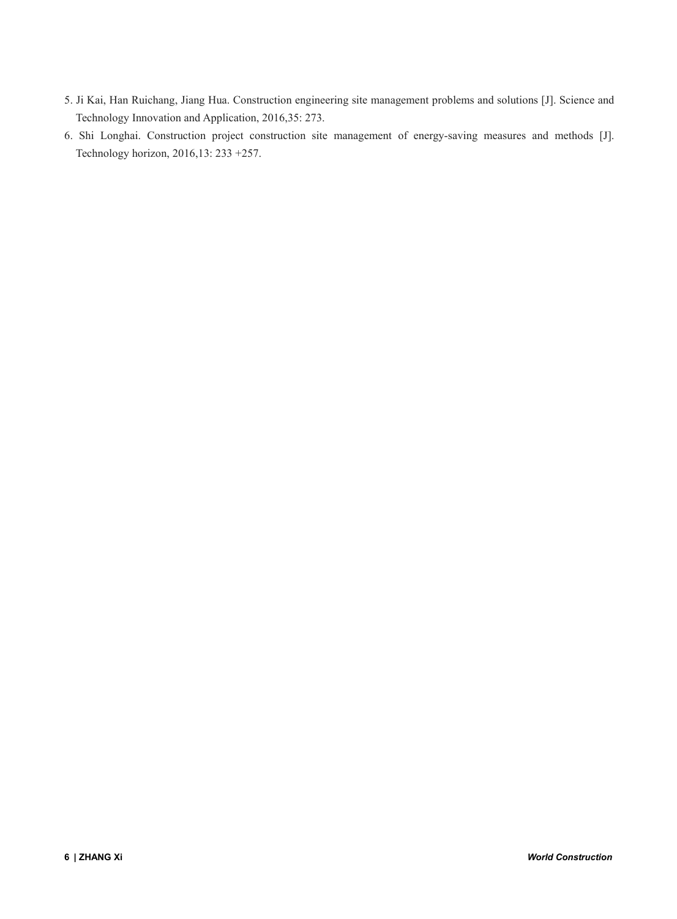5. Ji Kai, Han Ruichang, Jiang Hua. Construction engineering site management problems and solutions [J]. Science and Technology Innovation and Application, 2016,35: 273.
6. Shi Longhai. Construction project construction site management of energy-saving measures and methods [J]. Technology horizon, 2016,13: 233 +257.